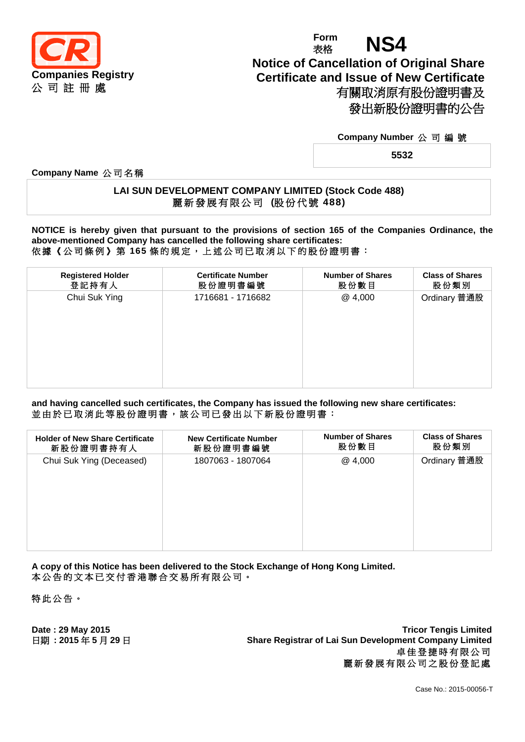**Companies Registry**
**公 司 註 冊 處**

Form 表格 **NS4**

# Notice of Cancellation of Original Share Certificate and Issue of New Certificate
# 有關取消原有股份證明書及發出新股份證明書的公告

**Company Number 公 司 編 號**

**5532**

**Company Name 公司名稱**

**LAI SUN DEVELOPMENT COMPANY LIMITED (Stock Code 488)**
**麗新發展有限公司 (股份代號 488)**

**NOTICE is hereby given that pursuant to the provisions of section 165 of the Companies Ordinance, the above-mentioned Company has cancelled the following share certificates:**
依據《公司條例》第 **165** 條的規定，上述公司已取消以下的股份證明書：

| Registered Holder 登記持有人 | Certificate Number 股份證明書編號 | Number of Shares 股份數目 | Class of Shares 股份類別 |
|---|---|---|---|
| Chui Suk Ying | 1716681 - 1716682 | @ 4,000 | Ordinary 普通股 |

**and having cancelled such certificates, the Company has issued the following new share certificates:**
並由於已取消此等股份證明書，該公司已發出以下新股份證明書：

| Holder of New Share Certificate 新股份證明書持有人 | New Certificate Number 新股份證明書編號 | Number of Shares 股份數目 | Class of Shares 股份類別 |
|---|---|---|---|
| Chui Suk Ying (Deceased) | 1807063 - 1807064 | @ 4,000 | Ordinary 普通股 |

**A copy of this Notice has been delivered to the Stock Exchange of Hong Kong Limited.**
本公告的文本已交付香港聯合交易所有限公司。

特此公告。

**Date : 29 May 2015**
**日期：2015 年 5 月 29 日**

**Tricor Tengis Limited**
**Share Registrar of Lai Sun Development Company Limited**
**卓佳登捷時有限公司**
**麗新發展有限公司之股份登記處**

Case No.: 2015-00056-T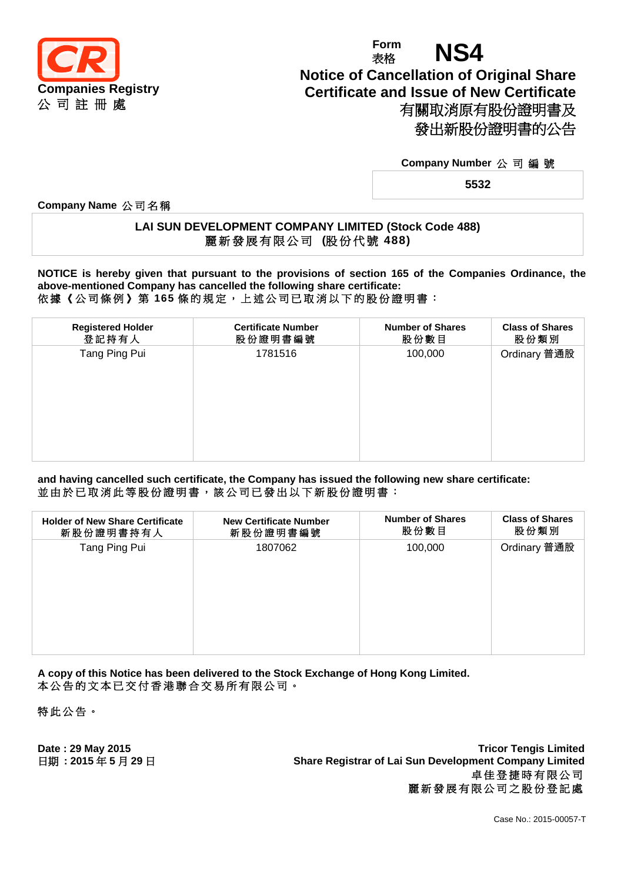**CR**
**Companies Registry**
**公 司 註 冊 處**

Form 表格 **NS4**

# Notice of Cancellation of Original Share Certificate and Issue of New Certificate
# 有關取消原有股份證明書及發出新股份證明書的公告

**Company Number 公 司 編 號**

**5532**

**Company Name 公司名稱**

**LAI SUN DEVELOPMENT COMPANY LIMITED (Stock Code 488)**
**麗新發展有限公司 (股份代號 488)**

**NOTICE is hereby given that pursuant to the provisions of section 165 of the Companies Ordinance, the above-mentioned Company has cancelled the following share certificate:**
依據《公司條例》第 **165** 條的規定，上述公司已取消以下的股份證明書：

| Registered Holder 登記持有人 | Certificate Number 股份證明書編號 | Number of Shares 股份數目 | Class of Shares 股份類別 |
|---|---|---|---|
| Tang Ping Pui | 1781516 | 100,000 | Ordinary 普通股 |

**and having cancelled such certificate, the Company has issued the following new share certificate:**
並由於已取消此等股份證明書，該公司已發出以下新股份證明書：

| Holder of New Share Certificate 新股份證明書持有人 | New Certificate Number 新股份證明書編號 | Number of Shares 股份數目 | Class of Shares 股份類別 |
|---|---|---|---|
| Tang Ping Pui | 1807062 | 100,000 | Ordinary 普通股 |

**A copy of this Notice has been delivered to the Stock Exchange of Hong Kong Limited.**
本公告的文本已交付香港聯合交易所有限公司。

特此公告。

**Date : 29 May 2015**
**日期：2015 年 5 月 29 日**

**Tricor Tengis Limited**
**Share Registrar of Lai Sun Development Company Limited**
**卓佳登捷時有限公司**
**麗新發展有限公司之股份登記處**

Case No.: 2015-00057-T